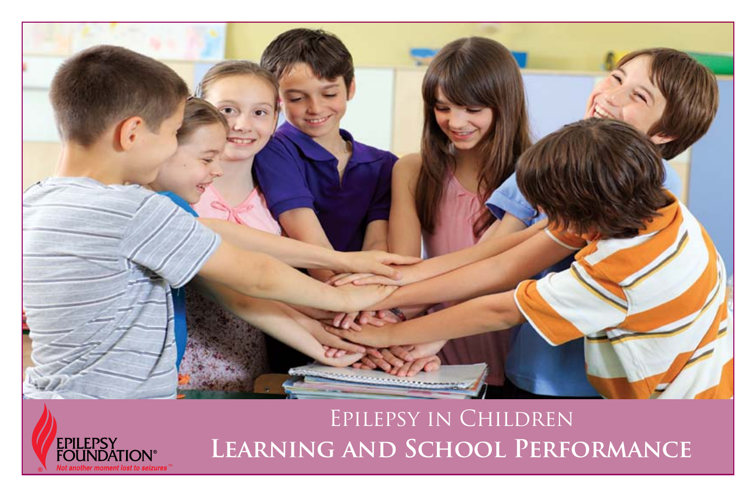# Epilepsy in Children

# Learning and School Performance

EPILEPSY FOUNDATION®

*Not another moment lost to seizures™*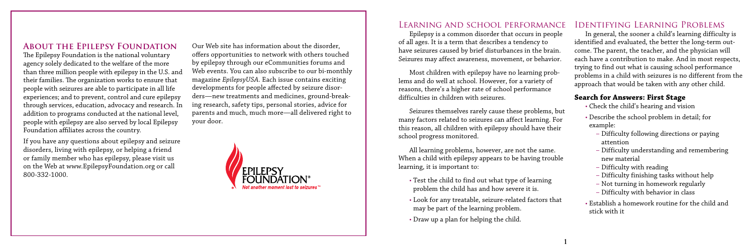## About the Epilepsy Foundation

The Epilepsy Foundation is the national voluntary agency solely dedicated to the welfare of the more than three million people with epilepsy in the U.S. and their families. The organization works to ensure that people with seizures are able to participate in all life experiences; and to prevent, control and cure epilepsy through services, education, advocacy and research. In addition to programs conducted at the national level, people with epilepsy are also served by local Epilepsy Foundation affiliates across the country.

If you have any questions about epilepsy and seizure disorders, living with epilepsy, or helping a friend or family member who has epilepsy, please visit us on the Web at www.EpilepsyFoundation.org or call 800-332-1000.

Our Web site has information about the disorder, offers opportunities to network with others touched by epilepsy through our eCommunities forums and Web events. You can also subscribe to our bi-monthly magazine *EpilepsyUSA*. Each issue contains exciting developments for people affected by seizure disorders—new treatments and medicines, ground-breaking research, safety tips, personal stories, advice for parents and much, much more—all delivered right to your door.

EPILEPSY FOUNDATION®
*Not another moment lost to seizures*™

## Learning and School Performance

Epilepsy is a common disorder that occurs in people of all ages. It is a term that describes a tendency to have seizures caused by brief disturbances in the brain. Seizures may affect awareness, movement, or behavior.

Most children with epilepsy have no learning problems and do well at school. However, for a variety of reasons, there's a higher rate of school performance difficulties in children with seizures.

Seizures themselves rarely cause these problems, but many factors related to seizures can affect learning. For this reason, all children with epilepsy should have their school progress monitored.

All learning problems, however, are not the same. When a child with epilepsy appears to be having trouble learning, it is important to:

- Test the child to find out what type of learning problem the child has and how severe it is.
- Look for any treatable, seizure-related factors that may be part of the learning problem.
- Draw up a plan for helping the child.

## Identifying Learning Problems

In general, the sooner a child's learning difficulty is identified and evaluated, the better the long-term outcome. The parent, the teacher, and the physician will each have a contribution to make. And in most respects, trying to find out what is causing school performance problems in a child with seizures is no different from the approach that would be taken with any other child.

### Search for Answers: First Stage

- Check the child's hearing and vision
- Describe the school problem in detail; for example:
  - Difficulty following directions or paying attention
  - Difficulty understanding and remembering new material
  - Difficulty with reading
  - Difficulty finishing tasks without help
  - Not turning in homework regularly
  - Difficulty with behavior in class
- Establish a homework routine for the child and stick with it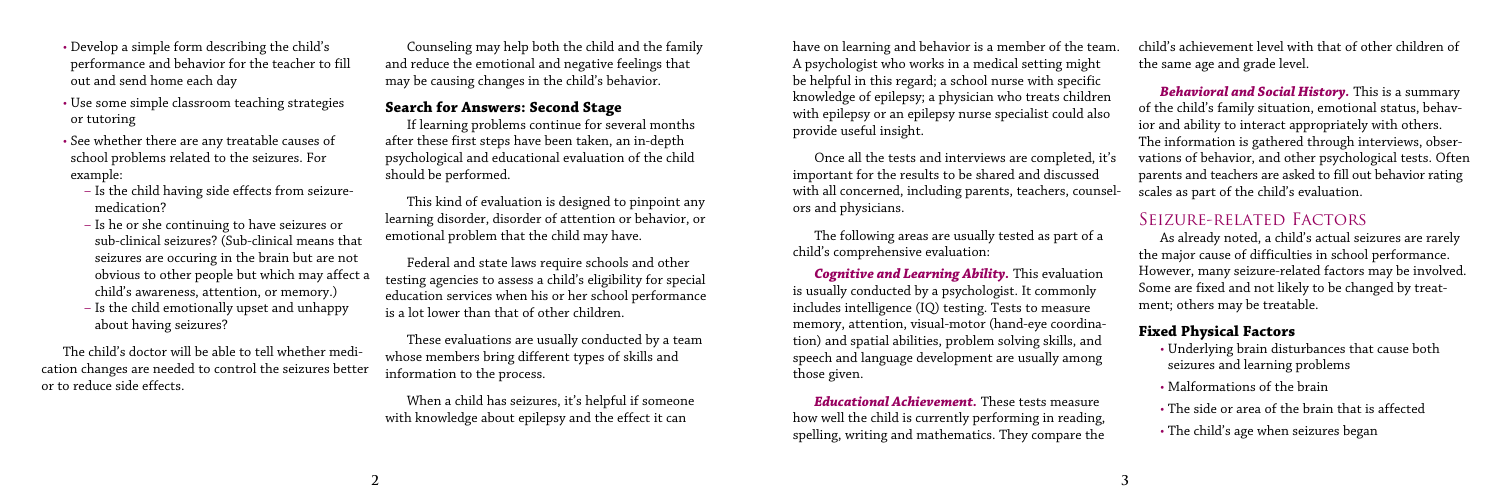- Develop a simple form describing the child's performance and behavior for the teacher to fill out and send home each day
- Use some simple classroom teaching strategies or tutoring
- See whether there are any treatable causes of school problems related to the seizures. For example:
  - Is the child having side effects from seizure-medication?
  - Is he or she continuing to have seizures or sub-clinical seizures? (Sub-clinical means that seizures are occuring in the brain but are not obvious to other people but which may affect a child's awareness, attention, or memory.)
  - Is the child emotionally upset and unhappy about having seizures?

The child's doctor will be able to tell whether medication changes are needed to control the seizures better or to reduce side effects.

Counseling may help both the child and the family and reduce the emotional and negative feelings that may be causing changes in the child's behavior.

### Search for Answers: Second Stage

If learning problems continue for several months after these first steps have been taken, an in-depth psychological and educational evaluation of the child should be performed.

This kind of evaluation is designed to pinpoint any learning disorder, disorder of attention or behavior, or emotional problem that the child may have.

Federal and state laws require schools and other testing agencies to assess a child's eligibility for special education services when his or her school performance is a lot lower than that of other children.

These evaluations are usually conducted by a team whose members bring different types of skills and information to the process.

When a child has seizures, it's helpful if someone with knowledge about epilepsy and the effect it can have on learning and behavior is a member of the team. A psychologist who works in a medical setting might be helpful in this regard; a school nurse with specific knowledge of epilepsy; a physician who treats children with epilepsy or an epilepsy nurse specialist could also provide useful insight.

Once all the tests and interviews are completed, it's important for the results to be shared and discussed with all concerned, including parents, teachers, counselors and physicians.

The following areas are usually tested as part of a child's comprehensive evaluation:

***Cognitive and Learning Ability.*** This evaluation is usually conducted by a psychologist. It commonly includes intelligence (IQ) testing. Tests to measure memory, attention, visual-motor (hand-eye coordination) and spatial abilities, problem solving skills, and speech and language development are usually among those given.

***Educational Achievement.*** These tests measure how well the child is currently performing in reading, spelling, writing and mathematics. They compare the child's achievement level with that of other children of the same age and grade level.

***Behavioral and Social History.*** This is a summary of the child's family situation, emotional status, behavior and ability to interact appropriately with others. The information is gathered through interviews, observations of behavior, and other psychological tests. Often parents and teachers are asked to fill out behavior rating scales as part of the child's evaluation.

## Seizure-related Factors

As already noted, a child's actual seizures are rarely the major cause of difficulties in school performance. However, many seizure-related factors may be involved. Some are fixed and not likely to be changed by treatment; others may be treatable.

### Fixed Physical Factors

- Underlying brain disturbances that cause both seizures and learning problems
- Malformations of the brain
- The side or area of the brain that is affected
- The child's age when seizures began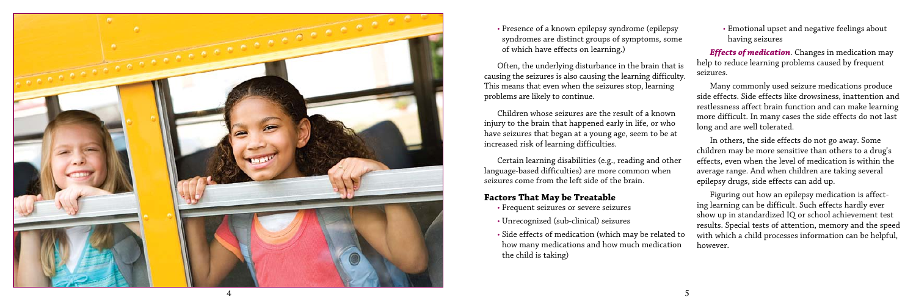- Presence of a known epilepsy syndrome (epilepsy syndromes are distinct groups of symptoms, some of which have effects on learning.)

Often, the underlying disturbance in the brain that is causing the seizures is also causing the learning difficulty. This means that even when the seizures stop, learning problems are likely to continue.

Children whose seizures are the result of a known injury to the brain that happened early in life, or who have seizures that began at a young age, seem to be at increased risk of learning difficulties.

Certain learning disabilities (e.g., reading and other language-based difficulties) are more common when seizures come from the left side of the brain.

### Factors That May be Treatable

- Frequent seizures or severe seizures
- Unrecognized (sub-clinical) seizures
- Side effects of medication (which may be related to how many medications and how much medication the child is taking)
- Emotional upset and negative feelings about having seizures

***Effects of medication***. Changes in medication may help to reduce learning problems caused by frequent seizures.

Many commonly used seizure medications produce side effects. Side effects like drowsiness, inattention and restlessness affect brain function and can make learning more difficult. In many cases the side effects do not last long and are well tolerated.

In others, the side effects do not go away. Some children may be more sensitive than others to a drug's effects, even when the level of medication is within the average range. And when children are taking several epilepsy drugs, side effects can add up.

Figuring out how an epilepsy medication is affecting learning can be difficult. Such effects hardly ever show up in standardized IQ or school achievement test results. Special tests of attention, memory and the speed with which a child processes information can be helpful, however.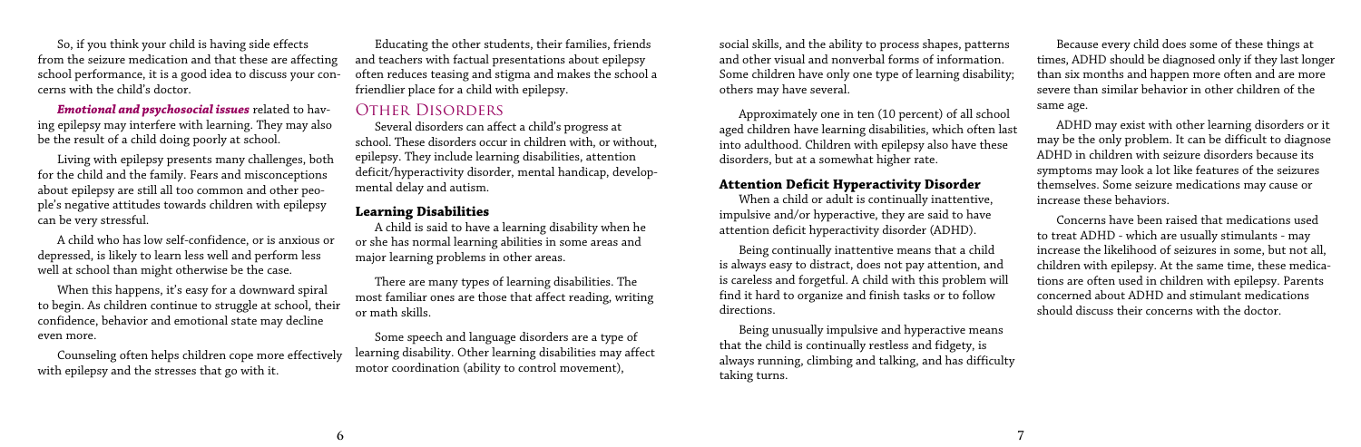So, if you think your child is having side effects from the seizure medication and that these are affecting school performance, it is a good idea to discuss your concerns with the child's doctor.

***Emotional and psychosocial issues*** related to having epilepsy may interfere with learning. They may also be the result of a child doing poorly at school.

Living with epilepsy presents many challenges, both for the child and the family. Fears and misconceptions about epilepsy are still all too common and other people's negative attitudes towards children with epilepsy can be very stressful.

A child who has low self-confidence, or is anxious or depressed, is likely to learn less well and perform less well at school than might otherwise be the case.

When this happens, it's easy for a downward spiral to begin. As children continue to struggle at school, their confidence, behavior and emotional state may decline even more.

Counseling often helps children cope more effectively with epilepsy and the stresses that go with it.

Educating the other students, their families, friends and teachers with factual presentations about epilepsy often reduces teasing and stigma and makes the school a friendlier place for a child with epilepsy.

## Other Disorders

Several disorders can affect a child's progress at school. These disorders occur in children with, or without, epilepsy. They include learning disabilities, attention deficit/hyperactivity disorder, mental handicap, developmental delay and autism.

### Learning Disabilities

A child is said to have a learning disability when he or she has normal learning abilities in some areas and major learning problems in other areas.

There are many types of learning disabilities. The most familiar ones are those that affect reading, writing or math skills.

Some speech and language disorders are a type of learning disability. Other learning disabilities may affect motor coordination (ability to control movement), social skills, and the ability to process shapes, patterns and other visual and nonverbal forms of information. Some children have only one type of learning disability; others may have several.

Approximately one in ten (10 percent) of all school aged children have learning disabilities, which often last into adulthood. Children with epilepsy also have these disorders, but at a somewhat higher rate.

### Attention Deficit Hyperactivity Disorder

When a child or adult is continually inattentive, impulsive and/or hyperactive, they are said to have attention deficit hyperactivity disorder (ADHD).

Being continually inattentive means that a child is always easy to distract, does not pay attention, and is careless and forgetful. A child with this problem will find it hard to organize and finish tasks or to follow directions.

Being unusually impulsive and hyperactive means that the child is continually restless and fidgety, is always running, climbing and talking, and has difficulty taking turns.

Because every child does some of these things at times, ADHD should be diagnosed only if they last longer than six months and happen more often and are more severe than similar behavior in other children of the same age.

ADHD may exist with other learning disorders or it may be the only problem. It can be difficult to diagnose ADHD in children with seizure disorders because its symptoms may look a lot like features of the seizures themselves. Some seizure medications may cause or increase these behaviors.

Concerns have been raised that medications used to treat ADHD - which are usually stimulants - may increase the likelihood of seizures in some, but not all, children with epilepsy. At the same time, these medications are often used in children with epilepsy. Parents concerned about ADHD and stimulant medications should discuss their concerns with the doctor.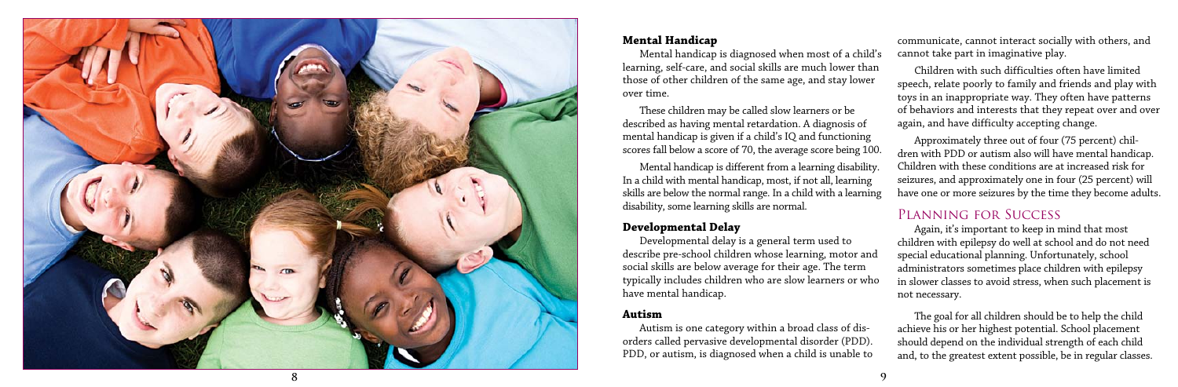### Mental Handicap

Mental handicap is diagnosed when most of a child's learning, self-care, and social skills are much lower than those of other children of the same age, and stay lower over time.

These children may be called slow learners or be described as having mental retardation. A diagnosis of mental handicap is given if a child's IQ and functioning scores fall below a score of 70, the average score being 100.

Mental handicap is different from a learning disability. In a child with mental handicap, most, if not all, learning skills are below the normal range. In a child with a learning disability, some learning skills are normal.

### Developmental Delay

Developmental delay is a general term used to describe pre-school children whose learning, motor and social skills are below average for their age. The term typically includes children who are slow learners or who have mental handicap.

### Autism

Autism is one category within a broad class of disorders called pervasive developmental disorder (PDD). PDD, or autism, is diagnosed when a child is unable to communicate, cannot interact socially with others, and cannot take part in imaginative play.

Children with such difficulties often have limited speech, relate poorly to family and friends and play with toys in an inappropriate way. They often have patterns of behaviors and interests that they repeat over and over again, and have difficulty accepting change.

Approximately three out of four (75 percent) children with PDD or autism also will have mental handicap. Children with these conditions are at increased risk for seizures, and approximately one in four (25 percent) will have one or more seizures by the time they become adults.

## Planning for Success

Again, it's important to keep in mind that most children with epilepsy do well at school and do not need special educational planning. Unfortunately, school administrators sometimes place children with epilepsy in slower classes to avoid stress, when such placement is not necessary.

The goal for all children should be to help the child achieve his or her highest potential. School placement should depend on the individual strength of each child and, to the greatest extent possible, be in regular classes.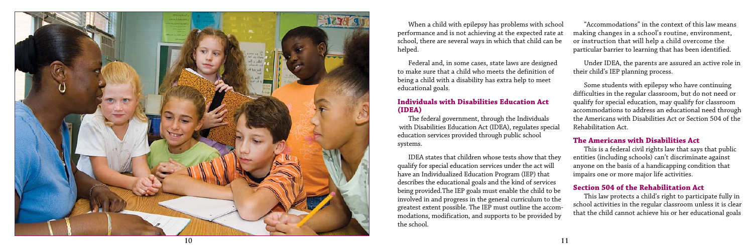When a child with epilepsy has problems with school performance and is not achieving at the expected rate at school, there are several ways in which that child can be helped.

Federal and, in some cases, state laws are designed to make sure that a child who meets the definition of being a child with a disability has extra help to meet educational goals.

### Individuals with Disabilities Education Act (IDEA)

The federal government, through the Individuals with Disabilities Education Act (IDEA), regulates special education services provided through public school systems.

IDEA states that children whose tests show that they qualify for special education services under the act will have an Individualized Education Program (IEP) that describes the educational goals and the kind of services being provided.The IEP goals must enable the child to be involved in and progress in the general curriculum to the greatest extent possible. The IEP must outline the accommodations, modification, and supports to be provided by the school.

"Accommodations" in the context of this law means making changes in a school's routine, environment, or instruction that will help a child overcome the particular barrier to learning that has been identified.

Under IDEA, the parents are assured an active role in their child's IEP planning process.

Some students with epilepsy who have continuing difficulties in the regular classroom, but do not need or qualify for special education, may qualify for classroom accommodations to address an educational need through the Americans with Disabilities Act or Section 504 of the Rehabilitation Act.

### The Americans with Disabilities Act

This is a federal civil rights law that says that public entities (including schools) can't discriminate against anyone on the basis of a handicapping condition that impairs one or more major life activities.

### Section 504 of the Rehabilitation Act

This law protects a child's right to participate fully in school activities in the regular classroom unless it is clear that the child cannot achieve his or her educational goals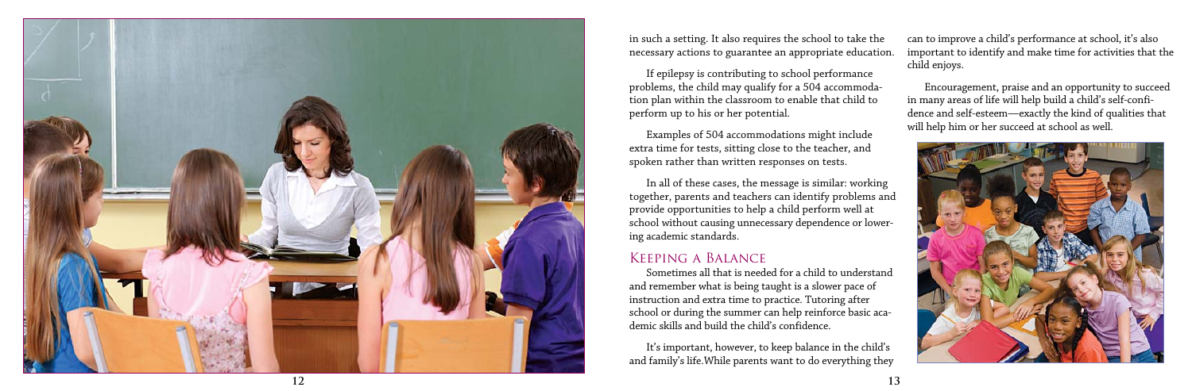in such a setting. It also requires the school to take the necessary actions to guarantee an appropriate education.

If epilepsy is contributing to school performance problems, the child may qualify for a 504 accommodation plan within the classroom to enable that child to perform up to his or her potential.

Examples of 504 accommodations might include extra time for tests, sitting close to the teacher, and spoken rather than written responses on tests.

In all of these cases, the message is similar: working together, parents and teachers can identify problems and provide opportunities to help a child perform well at school without causing unnecessary dependence or lowering academic standards.

## Keeping a Balance

Sometimes all that is needed for a child to understand and remember what is being taught is a slower pace of instruction and extra time to practice. Tutoring after school or during the summer can help reinforce basic academic skills and build the child's confidence.

It's important, however, to keep balance in the child's and family's life. While parents want to do everything they can to improve a child's performance at school, it's also important to identify and make time for activities that the child enjoys.

Encouragement, praise and an opportunity to succeed in many areas of life will help build a child's self-confidence and self-esteem—exactly the kind of qualities that will help him or her succeed at school as well.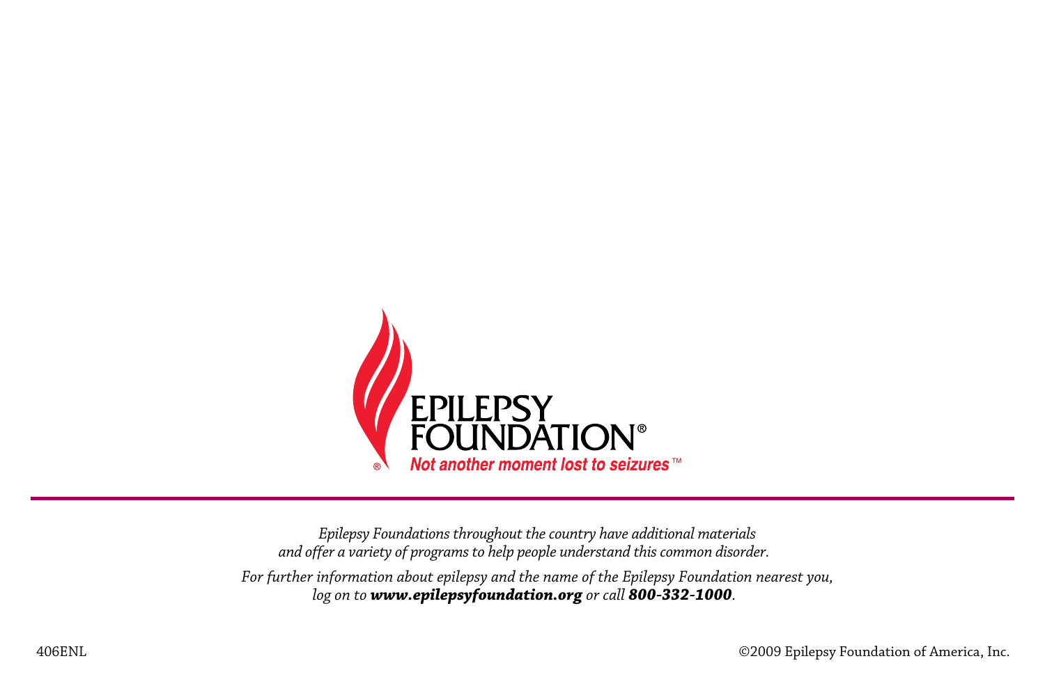EPILEPSY FOUNDATION®

*Not another moment lost to seizures™*

---

*Epilepsy Foundations throughout the country have additional materials and offer a variety of programs to help people understand this common disorder.*

*For further information about epilepsy and the name of the Epilepsy Foundation nearest you, log on to **www.epilepsyfoundation.org** or call **800-332-1000**.*

406ENL

©2009 Epilepsy Foundation of America, Inc.